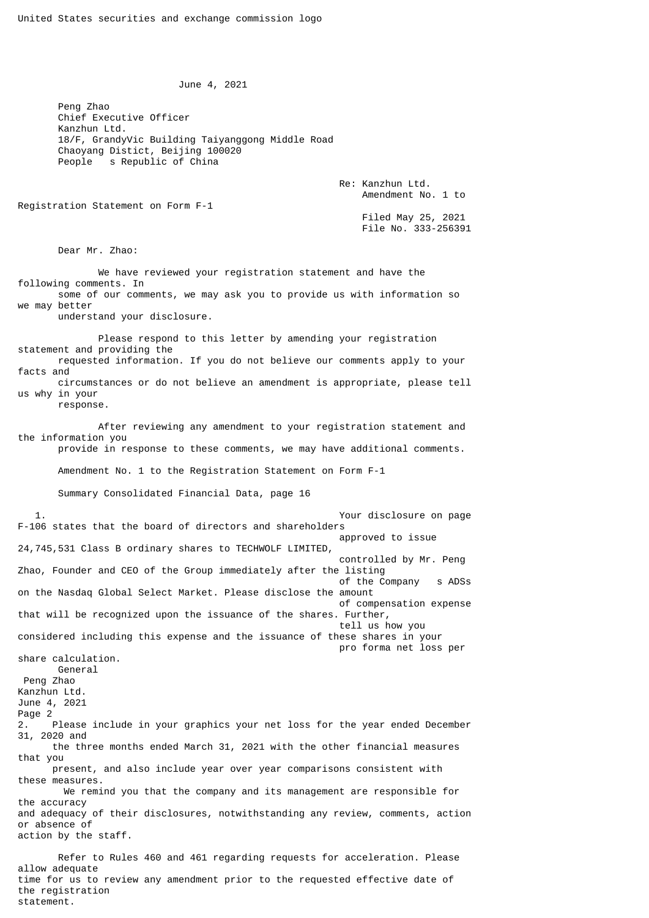United States securities and exchange commission logo

June 4, 2021

Peng Zhao
Chief Executive Officer
Kanzhun Ltd.
18/F, GrandyVic Building Taiyanggong Middle Road
Chaoyang Distict, Beijing 100020
People s Republic of China

Re: Kanzhun Ltd.
Amendment No. 1 to Registration Statement on Form F-1
Filed May 25, 2021
File No. 333-256391

Dear Mr. Zhao:

We have reviewed your registration statement and have the following comments. In some of our comments, we may ask you to provide us with information so we may better understand your disclosure.

Please respond to this letter by amending your registration statement and providing the requested information. If you do not believe our comments apply to your facts and circumstances or do not believe an amendment is appropriate, please tell us why in your response.

After reviewing any amendment to your registration statement and the information you provide in response to these comments, we may have additional comments.

Amendment No. 1 to the Registration Statement on Form F-1

Summary Consolidated Financial Data, page 16

1. Your disclosure on page F-106 states that the board of directors and shareholders approved to issue 24,745,531 Class B ordinary shares to TECHWOLF LIMITED, controlled by Mr. Peng Zhao, Founder and CEO of the Group immediately after the listing of the Company s ADSs on the Nasdaq Global Select Market. Please disclose the amount of compensation expense that will be recognized upon the issuance of the shares. Further, tell us how you considered including this expense and the issuance of these shares in your pro forma net loss per share calculation.

General

2. Please include in your graphics your net loss for the year ended December 31, 2020 and the three months ended March 31, 2021 with the other financial measures that you present, and also include year over year comparisons consistent with these measures.

We remind you that the company and its management are responsible for the accuracy and adequacy of their disclosures, notwithstanding any review, comments, action or absence of action by the staff.

Refer to Rules 460 and 461 regarding requests for acceleration. Please allow adequate time for us to review any amendment prior to the requested effective date of the registration statement.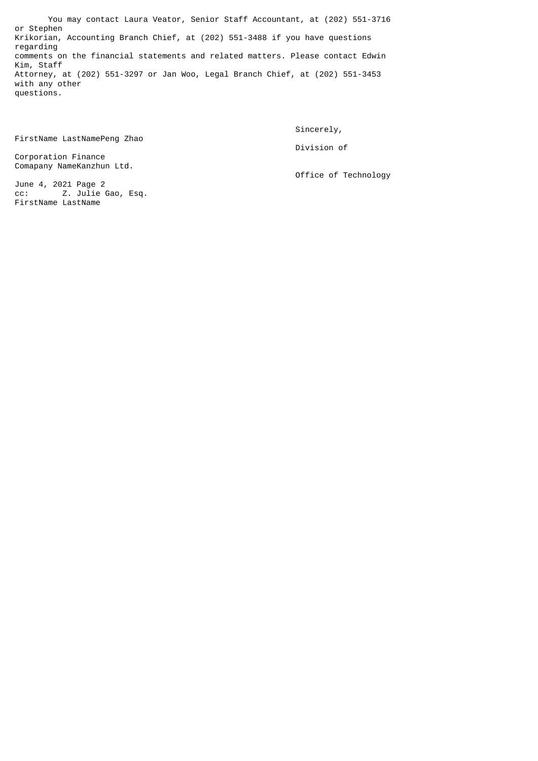You may contact Laura Veator, Senior Staff Accountant, at (202) 551-3716 or Stephen Krikorian, Accounting Branch Chief, at (202) 551-3488 if you have questions regarding comments on the financial statements and related matters. Please contact Edwin Kim, Staff Attorney, at (202) 551-3297 or Jan Woo, Legal Branch Chief, at (202) 551-3453 with any other questions.

Sincerely,

Division of Corporation Finance

Office of Technology

cc: Z. Julie Gao, Esq.